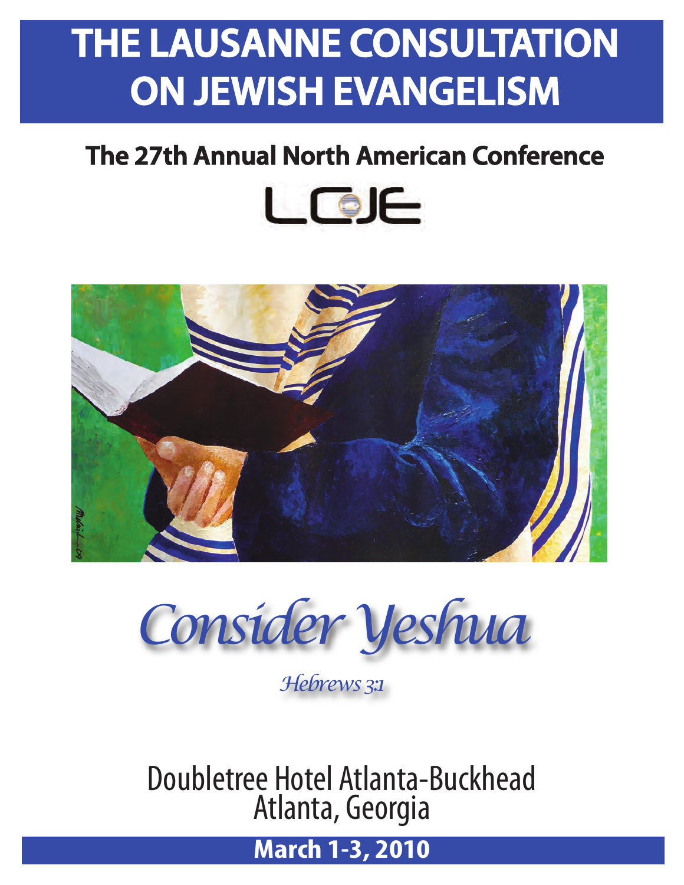# THE LAUSANNE CONSULTATION ON JEWISH EVANGELISM

## The 27th Annual North American Conference

LCJE

*Consider Yeshua*

*Hebrews 3:1*

Doubletree Hotel Atlanta-Buckhead
Atlanta, Georgia

**March 1-3, 2010**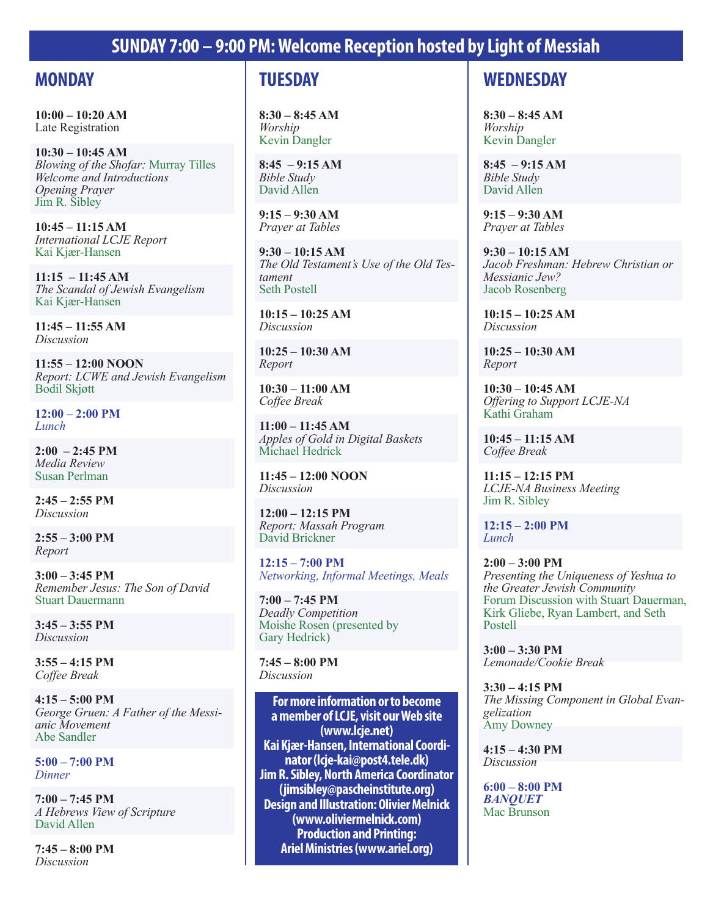# SUNDAY 7:00 – 9:00 PM: Welcome Reception hosted by Light of Messiah

## MONDAY

**10:00 – 10:20 AM**
Late Registration

**10:30 – 10:45 AM**
*Blowing of the Shofar:* Murray Tilles
*Welcome and Introductions*
*Opening Prayer*
Jim R. Sibley

**10:45 – 11:15 AM**
*International LCJE Report*
Kai Kjær-Hansen

**11:15 – 11:45 AM**
*The Scandal of Jewish Evangelism*
Kai Kjær-Hansen

**11:45 – 11:55 AM**
*Discussion*

**11:55 – 12:00 NOON**
*Report: LCWE and Jewish Evangelism*
Bodil Skjøtt

**12:00 – 2:00 PM**
*Lunch*

**2:00 – 2:45 PM**
*Media Review*
Susan Perlman

**2:45 – 2:55 PM**
*Discussion*

**2:55 – 3:00 PM**
*Report*

**3:00 – 3:45 PM**
*Remember Jesus: The Son of David*
Stuart Dauermann

**3:45 – 3:55 PM**
*Discussion*

**3:55 – 4:15 PM**
*Coffee Break*

**4:15 – 5:00 PM**
*George Gruen: A Father of the Messianic Movement*
Abe Sandler

**5:00 – 7:00 PM**
*Dinner*

**7:00 – 7:45 PM**
*A Hebrews View of Scripture*
David Allen

**7:45 – 8:00 PM**
*Discussion*

## TUESDAY

**8:30 – 8:45 AM**
*Worship*
Kevin Dangler

**8:45 – 9:15 AM**
*Bible Study*
David Allen

**9:15 – 9:30 AM**
*Prayer at Tables*

**9:30 – 10:15 AM**
*The Old Testament's Use of the Old Testament*
Seth Postell

**10:15 – 10:25 AM**
*Discussion*

**10:25 – 10:30 AM**
*Report*

**10:30 – 11:00 AM**
*Coffee Break*

**11:00 – 11:45 AM**
*Apples of Gold in Digital Baskets*
Michael Hedrick

**11:45 – 12:00 NOON**
*Discussion*

**12:00 – 12:15 PM**
*Report: Massah Program*
David Brickner

**12:15 – 7:00 PM**
*Networking, Informal Meetings, Meals*

**7:00 – 7:45 PM**
*Deadly Competition*
Moishe Rosen (presented by Gary Hedrick)

**7:45 – 8:00 PM**
*Discussion*

**For more information or to become a member of LCJE, visit our Web site (www.lcje.net)**
**Kai Kjær-Hansen, International Coordinator (lcje-kai@post4.tele.dk)**
**Jim R. Sibley, North America Coordinator (jimsibley@pascheinstitute.org)**
**Design and Illustration: Olivier Melnick (www.oliviermelnick.com)**
**Production and Printing: Ariel Ministries (www.ariel.org)**

## WEDNESDAY

**8:30 – 8:45 AM**
*Worship*
Kevin Dangler

**8:45 – 9:15 AM**
*Bible Study*
David Allen

**9:15 – 9:30 AM**
*Prayer at Tables*

**9:30 – 10:15 AM**
*Jacob Freshman: Hebrew Christian or Messianic Jew?*
Jacob Rosenberg

**10:15 – 10:25 AM**
*Discussion*

**10:25 – 10:30 AM**
*Report*

**10:30 – 10:45 AM**
*Offering to Support LCJE-NA*
Kathi Graham

**10:45 – 11:15 AM**
*Coffee Break*

**11:15 – 12:15 PM**
*LCJE-NA Business Meeting*
Jim R. Sibley

**12:15 – 2:00 PM**
*Lunch*

**2:00 – 3:00 PM**
*Presenting the Uniqueness of Yeshua to the Greater Jewish Community*
Forum Discussion with Stuart Dauerman, Kirk Gliebe, Ryan Lambert, and Seth Postell

**3:00 – 3:30 PM**
*Lemonade/Cookie Break*

**3:30 – 4:15 PM**
*The Missing Component in Global Evangelization*
Amy Downey

**4:15 – 4:30 PM**
*Discussion*

**6:00 – 8:00 PM**
***BANQUET***
Mac Brunson